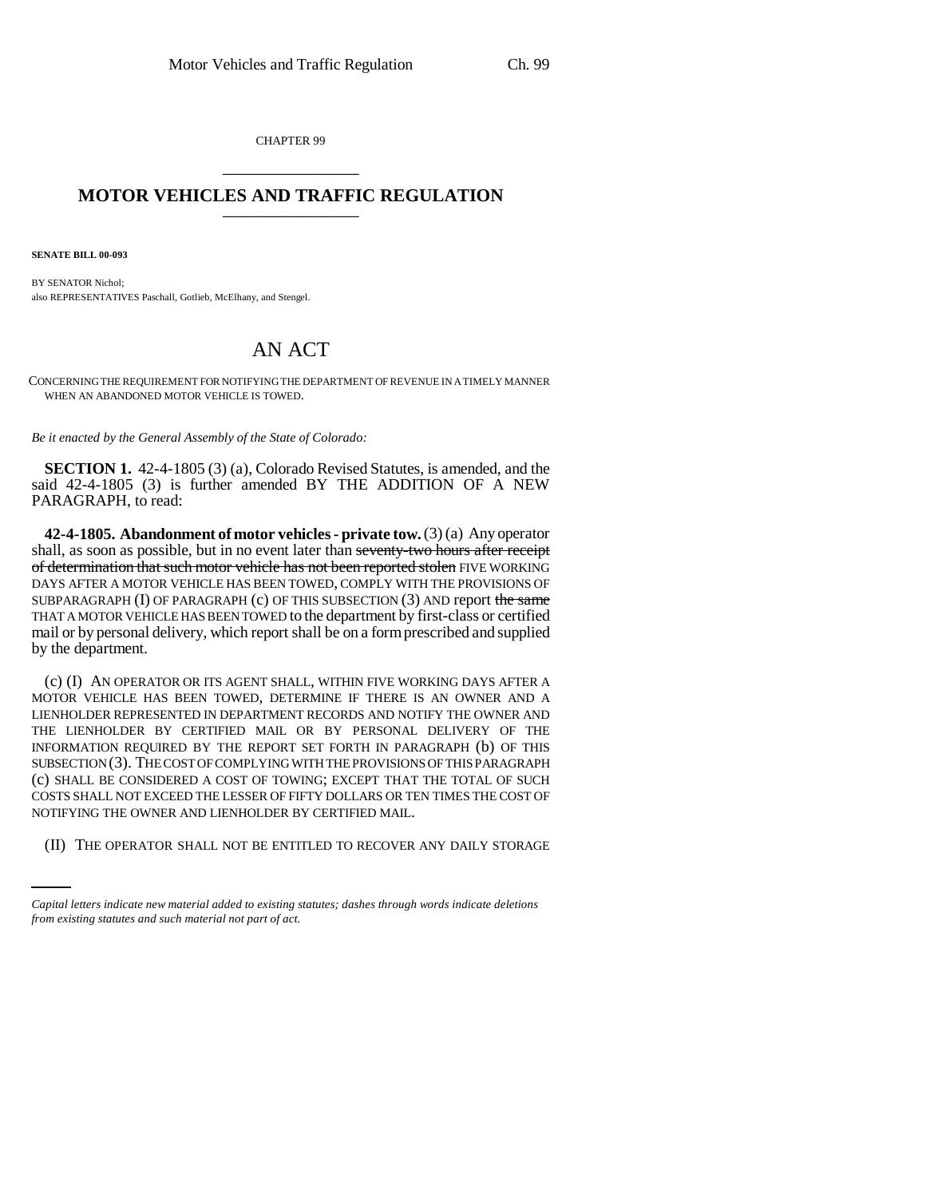CHAPTER 99

## MOTOR VEHICLES AND TRAFFIC REGULATION

**SENATE BILL 00-093**

BY SENATOR Nichol;
also REPRESENTATIVES Paschall, Gotlieb, McElhany, and Stengel.

# AN ACT

CONCERNING THE REQUIREMENT FOR NOTIFYING THE DEPARTMENT OF REVENUE IN A TIMELY MANNER WHEN AN ABANDONED MOTOR VEHICLE IS TOWED.

*Be it enacted by the General Assembly of the State of Colorado:*

**SECTION 1.** 42-4-1805 (3) (a), Colorado Revised Statutes, is amended, and the said 42-4-1805 (3) is further amended BY THE ADDITION OF A NEW PARAGRAPH, to read:

**42-4-1805. Abandonment of motor vehicles - private tow.** (3) (a) Any operator shall, as soon as possible, but in no event later than ~~seventy-two hours after receipt of determination that such motor vehicle has not been reported stolen~~ FIVE WORKING DAYS AFTER A MOTOR VEHICLE HAS BEEN TOWED, COMPLY WITH THE PROVISIONS OF SUBPARAGRAPH (I) OF PARAGRAPH (c) OF THIS SUBSECTION (3) AND report ~~the same~~ THAT A MOTOR VEHICLE HAS BEEN TOWED to the department by first-class or certified mail or by personal delivery, which report shall be on a form prescribed and supplied by the department.

(c) (I) AN OPERATOR OR ITS AGENT SHALL, WITHIN FIVE WORKING DAYS AFTER A MOTOR VEHICLE HAS BEEN TOWED, DETERMINE IF THERE IS AN OWNER AND A LIENHOLDER REPRESENTED IN DEPARTMENT RECORDS AND NOTIFY THE OWNER AND THE LIENHOLDER BY CERTIFIED MAIL OR BY PERSONAL DELIVERY OF THE INFORMATION REQUIRED BY THE REPORT SET FORTH IN PARAGRAPH (b) OF THIS SUBSECTION (3). THE COST OF COMPLYING WITH THE PROVISIONS OF THIS PARAGRAPH (c) SHALL BE CONSIDERED A COST OF TOWING; EXCEPT THAT THE TOTAL OF SUCH COSTS SHALL NOT EXCEED THE LESSER OF FIFTY DOLLARS OR TEN TIMES THE COST OF NOTIFYING THE OWNER AND LIENHOLDER BY CERTIFIED MAIL.

(II) THE OPERATOR SHALL NOT BE ENTITLED TO RECOVER ANY DAILY STORAGE

*Capital letters indicate new material added to existing statutes; dashes through words indicate deletions from existing statutes and such material not part of act.*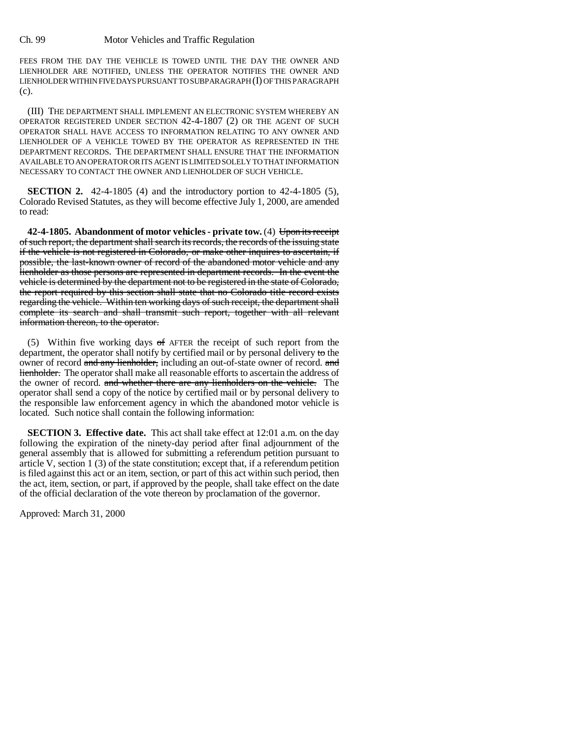FEES FROM THE DAY THE VEHICLE IS TOWED UNTIL THE DAY THE OWNER AND LIENHOLDER ARE NOTIFIED, UNLESS THE OPERATOR NOTIFIES THE OWNER AND LIENHOLDER WITHIN FIVE DAYS PURSUANT TO SUBPARAGRAPH (I) OF THIS PARAGRAPH (c).

(III) THE DEPARTMENT SHALL IMPLEMENT AN ELECTRONIC SYSTEM WHEREBY AN OPERATOR REGISTERED UNDER SECTION 42-4-1807 (2) OR THE AGENT OF SUCH OPERATOR SHALL HAVE ACCESS TO INFORMATION RELATING TO ANY OWNER AND LIENHOLDER OF A VEHICLE TOWED BY THE OPERATOR AS REPRESENTED IN THE DEPARTMENT RECORDS. THE DEPARTMENT SHALL ENSURE THAT THE INFORMATION AVAILABLE TO AN OPERATOR OR ITS AGENT IS LIMITED SOLELY TO THAT INFORMATION NECESSARY TO CONTACT THE OWNER AND LIENHOLDER OF SUCH VEHICLE.

**SECTION 2.** 42-4-1805 (4) and the introductory portion to 42-4-1805 (5), Colorado Revised Statutes, as they will become effective July 1, 2000, are amended to read:

**42-4-1805. Abandonment of motor vehicles - private tow.** (4) ~~Upon its receipt of such report, the department shall search its records, the records of the issuing state if the vehicle is not registered in Colorado, or make other inquires to ascertain, if possible, the last-known owner of record of the abandoned motor vehicle and any lienholder as those persons are represented in department records. In the event the vehicle is determined by the department not to be registered in the state of Colorado, the report required by this section shall state that no Colorado title record exists regarding the vehicle. Within ten working days of such receipt, the department shall complete its search and shall transmit such report, together with all relevant information thereon, to the operator.~~

(5) Within five working days ~~of~~ AFTER the receipt of such report from the department, the operator shall notify by certified mail or by personal delivery ~~to~~ the owner of record ~~and any lienholder,~~ including an out-of-state owner of record. ~~and lienholder.~~ The operator shall make all reasonable efforts to ascertain the address of the owner of record. ~~and whether there are any lienholders on the vehicle.~~ The operator shall send a copy of the notice by certified mail or by personal delivery to the responsible law enforcement agency in which the abandoned motor vehicle is located. Such notice shall contain the following information:

**SECTION 3. Effective date.** This act shall take effect at 12:01 a.m. on the day following the expiration of the ninety-day period after final adjournment of the general assembly that is allowed for submitting a referendum petition pursuant to article V, section 1 (3) of the state constitution; except that, if a referendum petition is filed against this act or an item, section, or part of this act within such period, then the act, item, section, or part, if approved by the people, shall take effect on the date of the official declaration of the vote thereon by proclamation of the governor.

Approved: March 31, 2000